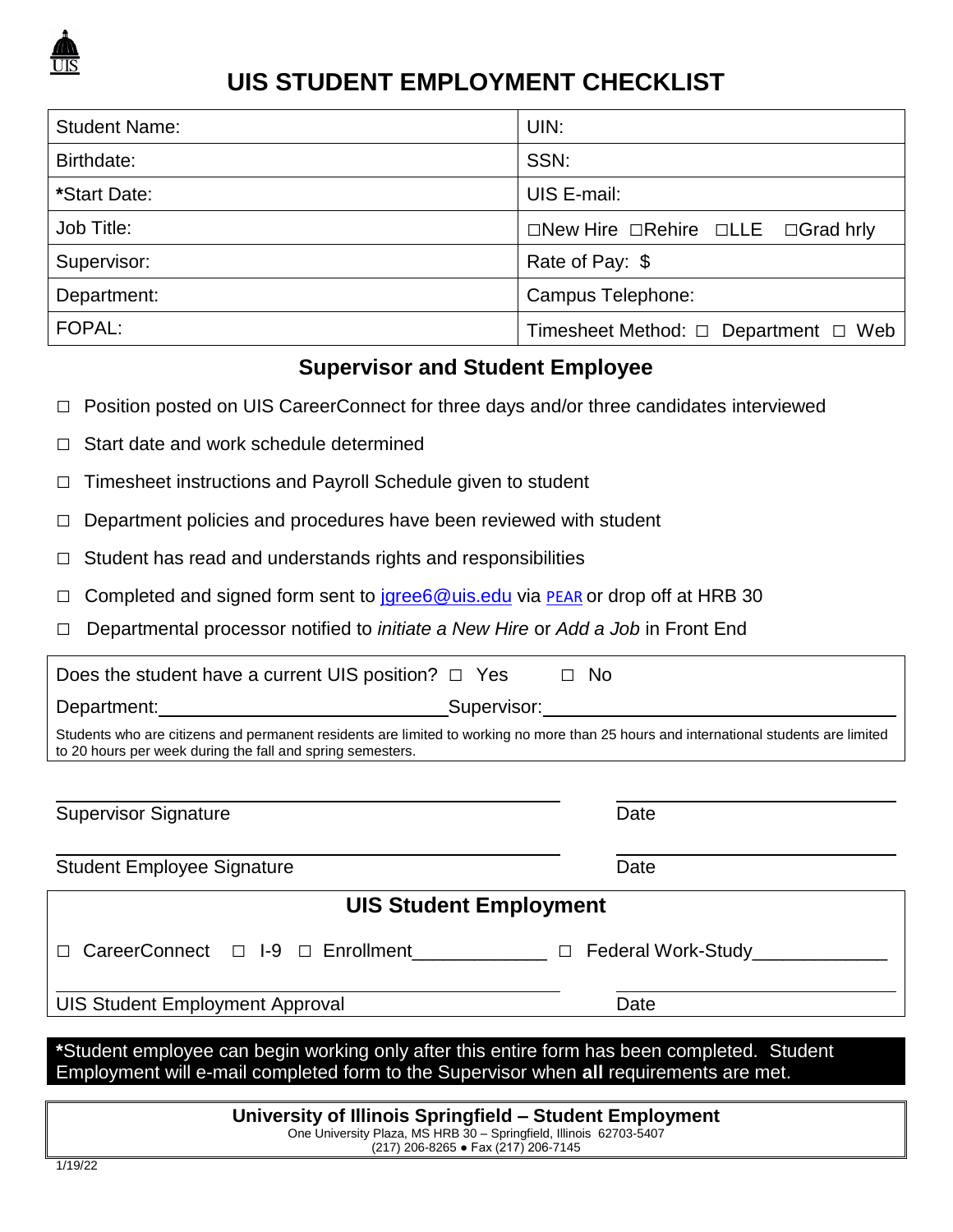# UIS STUDENT EMPLOYMENT CHECKLIST

| Student Name: | UIN: |
|---|---|
| Birthdate: | SSN: |
| ***Start Date:** | UIS E-mail: |
| Job Title: | ☐New Hire ☐Rehire ☐LLE ☐Grad hrly |
| Supervisor: | Rate of Pay: $ |
| Department: | Campus Telephone: |
| FOPAL: | Timesheet Method: ☐ Department ☐ Web |

## Supervisor and Student Employee

- ☐ Position posted on UIS CareerConnect for three days and/or three candidates interviewed
- ☐ Start date and work schedule determined
- ☐ Timesheet instructions and Payroll Schedule given to student
- ☐ Department policies and procedures have been reviewed with student
- ☐ Student has read and understands rights and responsibilities
- ☐ Completed and signed form sent to jgree6@uis.edu via PEAR or drop off at HRB 30
- ☐ Departmental processor notified to *initiate a New Hire* or *Add a Job* in Front End

Does the student have a current UIS position? ☐ Yes ☐ No

Department:\_\_\_\_\_\_\_\_\_\_\_\_\_\_\_\_\_\_\_\_\_\_\_\_\_\_\_\_ Supervisor:\_\_\_\_\_\_\_\_\_\_\_\_\_\_\_\_\_\_\_\_\_\_\_\_\_\_\_\_\_\_\_\_

Students who are citizens and permanent residents are limited to working no more than 25 hours and international students are limited to 20 hours per week during the fall and spring semesters.

\_\_\_\_\_\_\_\_\_\_\_\_\_\_\_\_\_\_\_\_\_\_\_\_\_\_\_\_\_\_\_\_\_\_\_\_\_\_\_\_ \_\_\_\_\_\_\_\_\_\_\_\_\_\_\_\_\_\_\_\_\_\_

Supervisor Signature Date

\_\_\_\_\_\_\_\_\_\_\_\_\_\_\_\_\_\_\_\_\_\_\_\_\_\_\_\_\_\_\_\_\_\_\_\_\_\_\_\_ \_\_\_\_\_\_\_\_\_\_\_\_\_\_\_\_\_\_\_\_\_\_

Student Employee Signature Date

## UIS Student Employment

☐ CareerConnect ☐ I-9 ☐ Enrollment\_\_\_\_\_\_\_\_\_\_\_\_ ☐ Federal Work-Study\_\_\_\_\_\_\_\_\_\_\_\_

\_\_\_\_\_\_\_\_\_\_\_\_\_\_\_\_\_\_\_\_\_\_\_\_\_\_\_\_\_\_\_\_\_\_\_\_\_\_\_\_ \_\_\_\_\_\_\_\_\_\_\_\_\_\_\_\_\_\_\_\_\_\_

UIS Student Employment Approval Date

***Student employee can begin working only after this entire form has been completed. Student Employment will e-mail completed form to the Supervisor when **all** requirements are met.**

**University of Illinois Springfield – Student Employment**
One University Plaza, MS HRB 30 – Springfield, Illinois 62703-5407
(217) 206-8265 ● Fax (217) 206-7145

1/19/22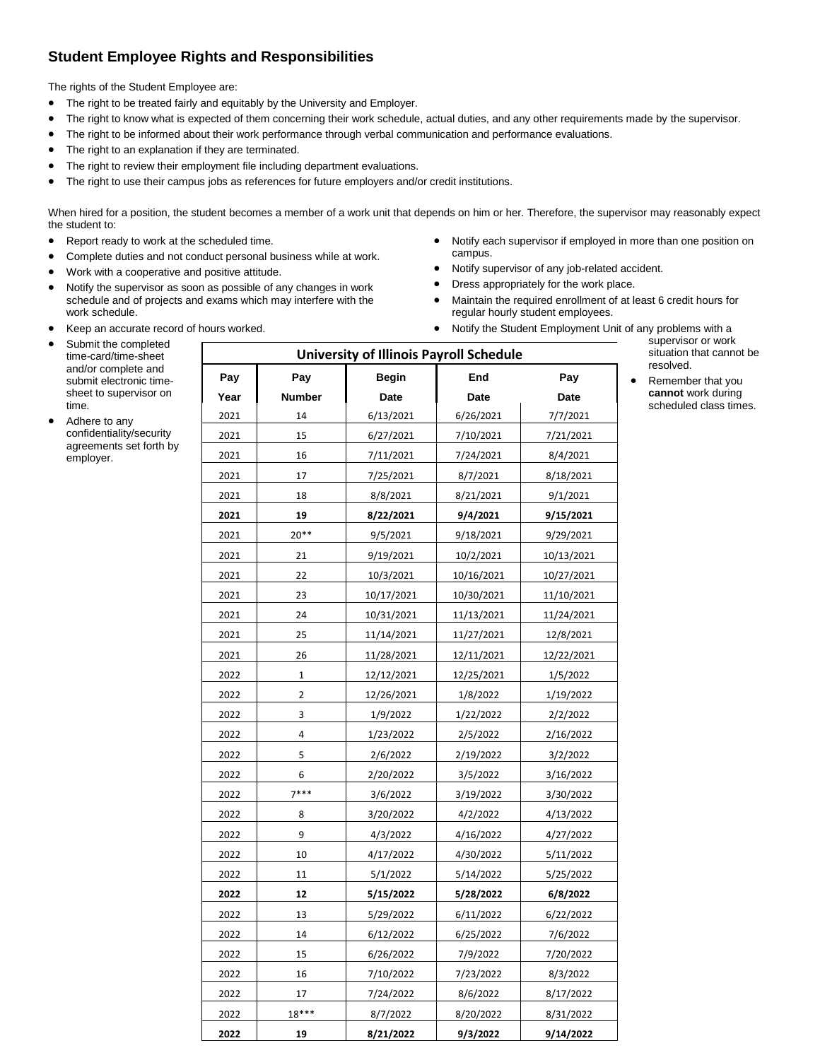## Student Employee Rights and Responsibilities

The rights of the Student Employee are:

- The right to be treated fairly and equitably by the University and Employer.
- The right to know what is expected of them concerning their work schedule, actual duties, and any other requirements made by the supervisor.
- The right to be informed about their work performance through verbal communication and performance evaluations.
- The right to an explanation if they are terminated.
- The right to review their employment file including department evaluations.
- The right to use their campus jobs as references for future employers and/or credit institutions.

When hired for a position, the student becomes a member of a work unit that depends on him or her. Therefore, the supervisor may reasonably expect the student to:

- Report ready to work at the scheduled time.
- Complete duties and not conduct personal business while at work.
- Work with a cooperative and positive attitude.
- Notify the supervisor as soon as possible of any changes in work schedule and of projects and exams which may interfere with the work schedule.
- Keep an accurate record of hours worked.
- Submit the completed time-card/time-sheet and/or complete and submit electronic time-sheet to supervisor on time.
- Adhere to any confidentiality/security agreements set forth by employer.
- Notify each supervisor if employed in more than one position on campus.
- Notify supervisor of any job-related accident.
- Dress appropriately for the work place.
- Maintain the required enrollment of at least 6 credit hours for regular hourly student employees.
- Notify the Student Employment Unit of any problems with a supervisor or work situation that cannot be resolved.
- Remember that you **cannot** work during scheduled class times.

**University of Illinois Payroll Schedule**

| Pay Year | Pay Number | Begin Date | End Date | Pay Date |
|---|---|---|---|---|
| 2021 | 14 | 6/13/2021 | 6/26/2021 | 7/7/2021 |
| 2021 | 15 | 6/27/2021 | 7/10/2021 | 7/21/2021 |
| 2021 | 16 | 7/11/2021 | 7/24/2021 | 8/4/2021 |
| 2021 | 17 | 7/25/2021 | 8/7/2021 | 8/18/2021 |
| 2021 | 18 | 8/8/2021 | 8/21/2021 | 9/1/2021 |
| **2021** | **19** | **8/22/2021** | **9/4/2021** | **9/15/2021** |
| 2021 | 20** | 9/5/2021 | 9/18/2021 | 9/29/2021 |
| 2021 | 21 | 9/19/2021 | 10/2/2021 | 10/13/2021 |
| 2021 | 22 | 10/3/2021 | 10/16/2021 | 10/27/2021 |
| 2021 | 23 | 10/17/2021 | 10/30/2021 | 11/10/2021 |
| 2021 | 24 | 10/31/2021 | 11/13/2021 | 11/24/2021 |
| 2021 | 25 | 11/14/2021 | 11/27/2021 | 12/8/2021 |
| 2021 | 26 | 11/28/2021 | 12/11/2021 | 12/22/2021 |
| 2022 | 1 | 12/12/2021 | 12/25/2021 | 1/5/2022 |
| 2022 | 2 | 12/26/2021 | 1/8/2022 | 1/19/2022 |
| 2022 | 3 | 1/9/2022 | 1/22/2022 | 2/2/2022 |
| 2022 | 4 | 1/23/2022 | 2/5/2022 | 2/16/2022 |
| 2022 | 5 | 2/6/2022 | 2/19/2022 | 3/2/2022 |
| 2022 | 6 | 2/20/2022 | 3/5/2022 | 3/16/2022 |
| 2022 | 7*** | 3/6/2022 | 3/19/2022 | 3/30/2022 |
| 2022 | 8 | 3/20/2022 | 4/2/2022 | 4/13/2022 |
| 2022 | 9 | 4/3/2022 | 4/16/2022 | 4/27/2022 |
| 2022 | 10 | 4/17/2022 | 4/30/2022 | 5/11/2022 |
| 2022 | 11 | 5/1/2022 | 5/14/2022 | 5/25/2022 |
| **2022** | **12** | **5/15/2022** | **5/28/2022** | **6/8/2022** |
| 2022 | 13 | 5/29/2022 | 6/11/2022 | 6/22/2022 |
| 2022 | 14 | 6/12/2022 | 6/25/2022 | 7/6/2022 |
| 2022 | 15 | 6/26/2022 | 7/9/2022 | 7/20/2022 |
| 2022 | 16 | 7/10/2022 | 7/23/2022 | 8/3/2022 |
| 2022 | 17 | 7/24/2022 | 8/6/2022 | 8/17/2022 |
| 2022 | 18*** | 8/7/2022 | 8/20/2022 | 8/31/2022 |
| **2022** | **19** | **8/21/2022** | **9/3/2022** | **9/14/2022** |